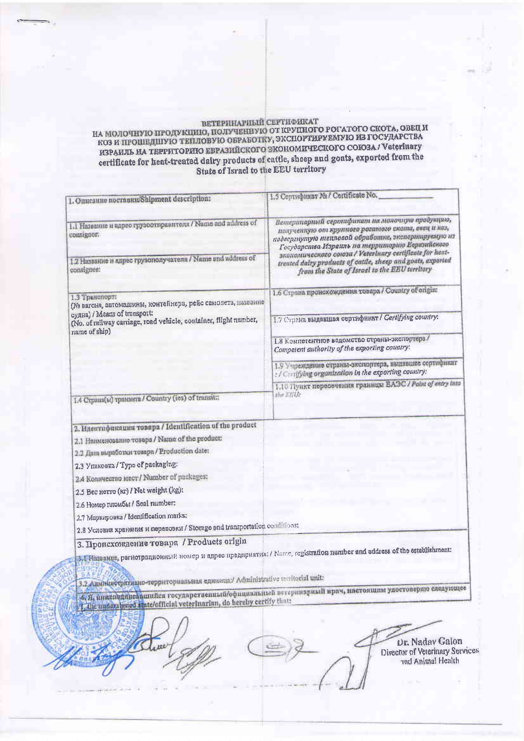**ВЕТЕРИНАРНЫЙ СЕРТИФИКАТ**
**НА МОЛОЧНУЮ ПРОДУКЦИЮ, ПОЛУЧЕННУЮ ОТ КРУПНОГО РОГАТОГО СКОТА, ОВЕЦ И КОЗ И ПРОШЕДШУЮ ТЕПЛОВУЮ ОБРАБОТКУ, ЭКСПОРТИРУЕМУЮ ИЗ ГОСУДАРСТВА ИЗРАИЛЬ НА ТЕРРИТОРИЮ ЕВРАЗИЙСКОГО ЭКОНОМИЧЕСКОГО СОЮЗА / Veterinary certificate for heat-treated dairy products of cattle, sheep and goats, exported from the State of Israel to the EEU territory**

| 1. Описание поставки/Shipment description: | 1.5 Сертификат № / Certificate No. ____________ |
|---|---|
| 1.1 Название и адрес грузоотправителя / Name and address of consignor:<br><br>1.2 Название и адрес грузополучателя / Name and address of consignee: | *Ветеринарный сертификат на молочную продукцию, полученную от крупного рогатого скота, овец и коз, подвергнутую тепловой обработке, экспортируемую из Государства Израиль на территорию Евразийского экономического союза / Veterinary certificate for heat-treated dairy products of cattle, sheep and goats, exported from the State of Israel to the EEU territory* |
| 1.3 Транспорт:<br>(№ вагона, автомашины, контейнера, рейс самолета, название судна) / Means of transport:<br>(No. of railway carriage, road vehicle, container, flight number, name of ship) | 1.6 Страна происхождения товара / Country of origin: |
| | 1.7 Страна выдавшая сертификат / *Certifying country*: |
| | 1.8 Компетентное ведомство страны-экспортера / *Competent authority of the exporting country*: |
| | 1.9 Учреждение страны-экспортера, выдавшее сертификат : / *Certifying organization in the exporting country*: |
| 1.4 Страна(ы) транзита / Country (ies) of transit:: | 1.10 Пункт пересечения границы ЕАЭС / *Point of entry into the EEU*: |

**2. Идентификация товара / Identification of the product**

2.1 Наименование товара / Name of the product:

2.2 Дата выработки товара / Production date:

2.3 Упаковка / Type of packaging:

2.4 Количество мест / Number of packages:

2.5 Вес нетто (кг) / Net weight (kg):

2.6 Номер пломбы / Seal number:

2.7 Маркировка / Identification marks:

2.8 Условия хранения и перевозки / Storage and transportation conditions:

**3. Происхождение товара / Products origin**

3.1 Название, регистрационный номер и адрес предприятия: / Name, registration number and address of the establishment:

3.2 Административно-территориальная единица:/ Administrative territorial unit:

4. Я, нижеподписавшийся государственный/официальный ветеринарный врач, настоящим удостоверяю следующее / The undersigned state/official veterinarian, do hereby certify that:

Dr. Nadav Galon
Director of Veterinary Services and Animal Health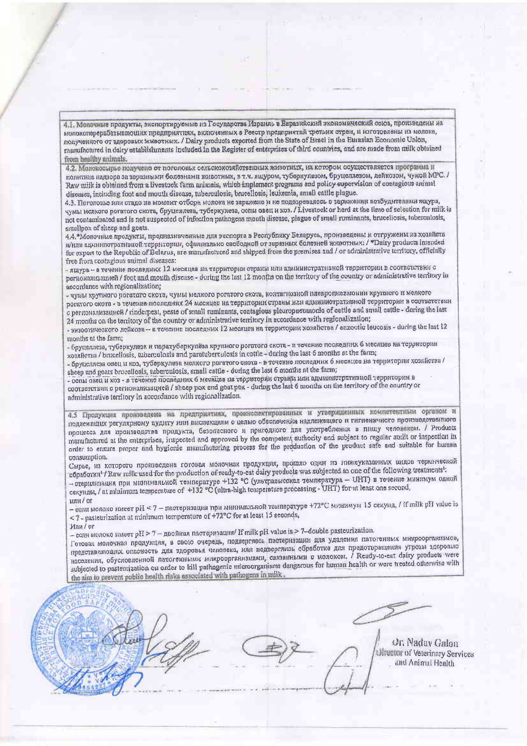4.1. Молочные продукты, экспортируемые из Государства Израиль в Евразийский экономический союз, произведены на молокоперерабатывающих предприятиях, включенных в Реестр предприятий третьих стран, и изготовлены из молока, полученного от здоровых животных. / Dairy products exported from the State of Israel in the Eurasian Economic Union, manufactured in dairy establishments included in the Register of enterprises of third countries, and are made from milk obtained from healthy animals.

4.2. Молокосырье получено от поголовья сельскохозяйственных животных, на котором осуществляется программа и политика надзора за заразными болезнями животных, в т.ч. ящуром, туберкулезом, бруцеллезом, лейкозом, чумой МРС. / Raw milk is obtained from a livestock farm animals, which implement programs and policy supervision of contagious animal diseases, including foot and mouth disease, tuberculosis, brucellosis, leukemia, small cattle plague.

4.3. Поголовье или стадо на момент отбора молока не заражено и не подозревалось в заражении возбудителями ящура, чумы мелкого рогатого скота, бруцеллеза, туберкулеза, оспы овец и коз. / Livestock or herd at the time of selection for milk is not contaminated and is not suspected of infection pathogens mouth disease, plague of small ruminants, brucellosis, tuberculosis, smallpox of sheep and goats.

4.4.*Молочные продукты, предназначенные для экспорта в Республику Беларусь, произведены и отгружены из хозяйств и/или административной территории, официально свободной от заразных болезней животных: / *Dairy products intended for export to the Republic of Belarus, are manufactured and shipped from the premises and / or administrative territory, officially free from contagious animal diseases:

- ящура – в течение последних 12 месяцев на территории страны или административной территории в соответствии с регионализацией / foot and mouth disease - during the last 12 months on the territory of the country or administrative territory in accordance with regionalization;
- чумы крупного рогатого скота, чумы мелкого рогатого скота, контагиозной плевропневмонии крупного и мелкого рогатого скота - в течение последних 24 месяцев на территории страны или административной территории в соответствии с регионализацией / rinderpest, peste of small ruminants, contagious pleuropneumonia of cattle and small cattle - during the last 24 months on the territory of the country or administrative territory in accordance with regionalization;
- энзоотического лейкоза – в течение последних 12 месяцев на территории хозяйства / enzootic leucosis - during the last 12 months at the farm;
- бруцеллеза, туберкулеза и паратуберкулёза крупного рогатого скота - в течение последних 6 месяцев на территории хозяйства / brucellosis, tuberculosis and paratuberculosis in cattle - during the last 6 months at the farm;
- бруцеллеза овец и коз, туберкулеза мелкого рогатого скота - в течение последних 6 месяцев на территории хозяйства / sheep and goats brucellosis, tuberculosis, small cattle - during the last 6 months at the farm;
- оспы овец и коз - в течение последних 6 месяцев на территории страны или административной территории в соответствии с регионализацией / sheep pox and goat pox - during the last 6 months on the territory of the country or administrative territory in accordance with regionalization.

4.5 Продукция произведена на предприятиях, проинспектированных и утвержденных компетентным органом и подлежащих регулярному аудиту или инспекциям с целью обеспечения надлежащего и гигиеничного производственного процесса для производства продукта, безопасного и пригодного для употребления в пищу человеком. / Products manufactured at the enterprises, inspected and approved by the competent authority and subject to regular audit or inspection in order to ensure proper and hygienic manufacturing process for the production of the product safe and suitable for human consumption.

Сырье, из которого произведена готовая молочная продукция, прошло один из нижеуказанных видов термической обработки[1] / Raw milk used for the production of ready-to-eat dairy products was subjected to one of the following treatments[1]:

– стерилизация при минимальной температуре +132 °C (ультравысокая температура – UHT) в течение минимум одной секунды, / at minimum temperature of +132 °C (ultra-high temperature processing - UHT) for at least one second,

или / or

– если молоко имеет pH < 7 – пастеризация при минимальной температуре +72°C минимум 15 секунд, / If milk pH value is < 7 - pasteurization at minimum temperature of +72°C for at least 15 seconds,

Или / or

– если молоко имеет pH > 7 – двойная пастеризация/ If milk pH value is > 7–double pasteurization.

Готовая молочная продукция, в свою очередь, подверглась пастеризации для удаления патогенных микроорганизмов, представляющих опасность для здоровья человека, или подверглась обработке для предотвращения угрозы здоровью населения, обусловленной патогенными микроорганизмами, связанными с молоком. / Ready-to-eat dairy products were subjected to pasteurization on order to kill pathogenic microorganisms dangerous for human health or were treated otherwise with the aim to prevent public health risks associated with pathogens in milk.

Dr. Nadav Galon
Director of Veterinary Services and Animal Health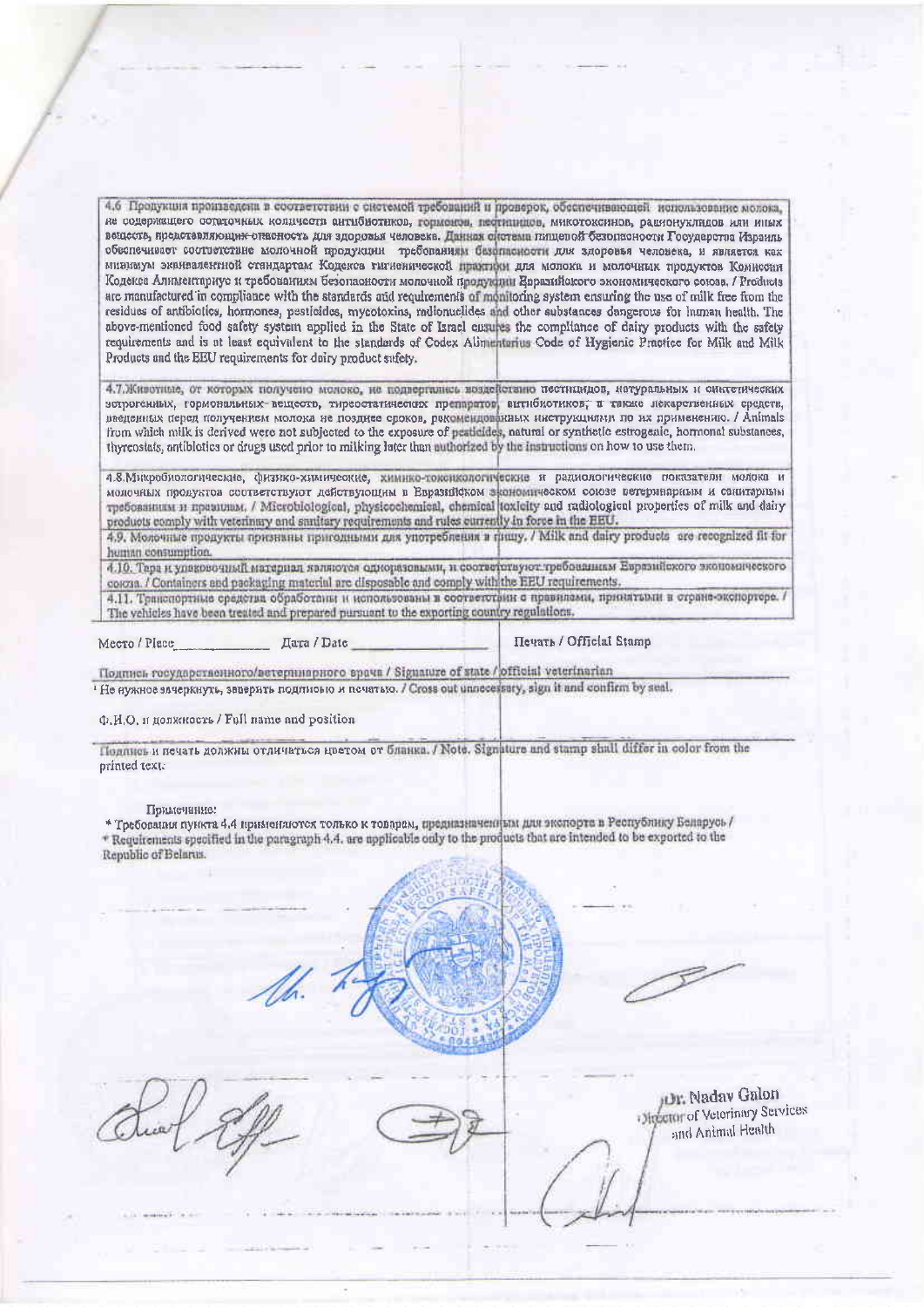4.6 Продукция произведена в соответствии с системой требований и проверок, обеспечивающей использование молока, не содержащего остаточных количеств антибиотиков, гормонов, пестицидов, микотоксинов, радионуклидов или иных веществ, представляющих опасность для здоровья человека. Данная система пищевой безопасности Государства Израиль обеспечивает соответствие молочной продукции требованиям безопасности для здоровья человека, и является как минимум эквивалентной стандартам Кодекса гигиенической практики для молока и молочных продуктов Комиссии Кодекса Алиментариус и требованиям безопасности молочной продукции Евразийского экономического союза. / Products are manufactured in compliance with the standards and requirements of monitoring system ensuring the use of milk free from the residues of antibiotics, hormones, pesticides, mycotoxins, radionuclides and other substances dangerous for human health. The above-mentioned food safety system applied in the State of Israel ensures the compliance of dairy products with the safety requirements and is at least equivalent to the standards of Codex Alimentarius Code of Hygienic Practice for Milk and Milk Products and the EEU requirements for dairy product safety.

4.7.Животные, от которых получено молоко, не подвергались воздействию пестицидов, натуральных и синтетических эстрогенных, гормональных веществ, тиреостатических препаратов, антибиотиков, а также лекарственных средств, введенных перед получением молока не позднее сроков, рекомендованных инструкциями по их применению. / Animals from which milk is derived were not subjected to the exposure of pesticides, natural or synthetic estrogenic, hormonal substances, thyreostats, antibiotics or drugs used prior to milking later than authorized by the instructions on how to use them.

4.8.Микробиологические, физико-химические, химико-токсикологические и радиологические показатели молока и молочных продуктов соответствуют действующим в Евразийском экономическом союзе ветеринарным и санитарным требованиям и правилам. / Microbiological, physicochemical, chemical toxicity and radiological properties of milk and dairy products comply with veterinary and sanitary requirements and rules currently in force in the EEU.

4.9. Молочные продукты признаны пригодными для употребления в пищу. / Milk and dairy products are recognized fit for human consumption.

4.10. Тара и упаковочный материал являются одноразовыми, и соответствуют требованиям Евразийского экономического союза. / Containers and packaging material are disposable and comply with the EEU requirements.

4.11. Транспортные средства обработаны и использованы в соответствии с правилами, принятыми в стране-экспортере. / The vehicles have been treated and prepared pursuant to the exporting country regulations.

Место / Place ____________ Дата / Date ____________ Печать / Official Stamp

Подпись государственного/ветеринарного врача / Signature of state / official veterinarian

[1] Не нужное зачеркнуть, заверить подписью и печатью. / Cross out unnecessary, sign it and confirm by seal.

Ф.И.О. и должность / Full name and position

Подпись и печать должны отличаться цветом от бланка. / Note. Signature and stamp shall differ in color from the printed text.

Примечание:

* Требования пункта 4.4 применяются только к товарам, предназначенным для экспорта в Республику Беларусь /
* Requirements specified in the paragraph 4.4. are applicable only to the products that are intended to be exported to the Republic of Belarus.

Dr. Nadav Galon
Director of Veterinary Services and Animal Health